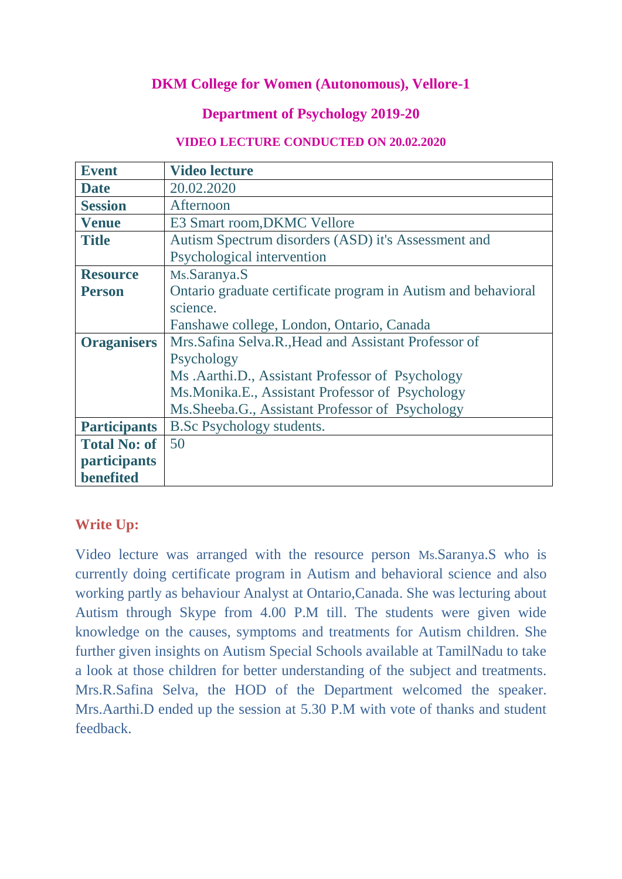# DKM College for Women (Autonomous), Vellore-1

## Department of Psychology 2019-20

### VIDEO LECTURE CONDUCTED ON 20.02.2020

| Event | Video lecture |
|---|---|
| Date | 20.02.2020 |
| Session | Afternoon |
| Venue | E3 Smart room,DKMC Vellore |
| Title | Autism Spectrum disorders (ASD) it's Assessment and Psychological intervention |
| Resource Person | Ms.Saranya.S<br>Ontario graduate certificate program in Autism and behavioral science.<br>Fanshawe college, London, Ontario, Canada |
| Oraganisers | Mrs.Safina Selva.R.,Head and Assistant Professor of Psychology<br>Ms .Aarthi.D., Assistant Professor of Psychology<br>Ms.Monika.E., Assistant Professor of Psychology<br>Ms.Sheeba.G., Assistant Professor of Psychology |
| Participants | B.Sc Psychology students. |
| Total No: of participants benefited | 50 |

**Write Up:**

Video lecture was arranged with the resource person Ms.Saranya.S who is currently doing certificate program in Autism and behavioral science and also working partly as behaviour Analyst at Ontario,Canada. She was lecturing about Autism through Skype from 4.00 P.M till. The students were given wide knowledge on the causes, symptoms and treatments for Autism children. She further given insights on Autism Special Schools available at TamilNadu to take a look at those children for better understanding of the subject and treatments. Mrs.R.Safina Selva, the HOD of the Department welcomed the speaker. Mrs.Aarthi.D ended up the session at 5.30 P.M with vote of thanks and student feedback.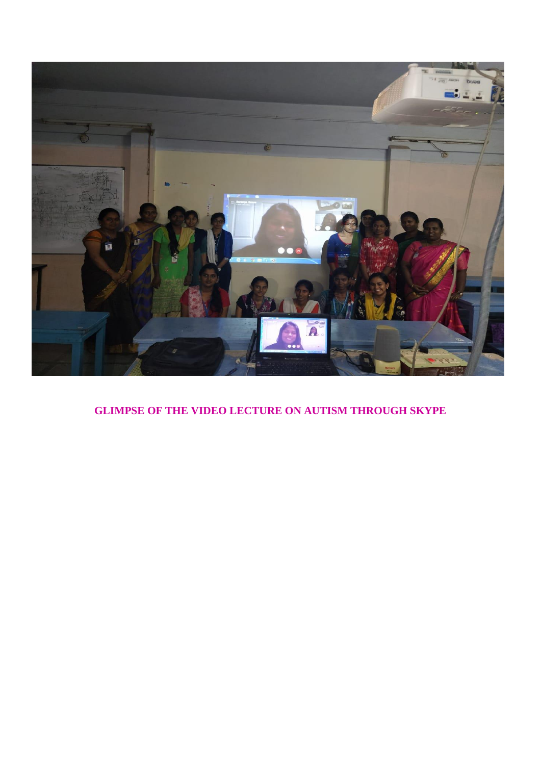**GLIMPSE OF THE VIDEO LECTURE ON AUTISM THROUGH SKYPE**